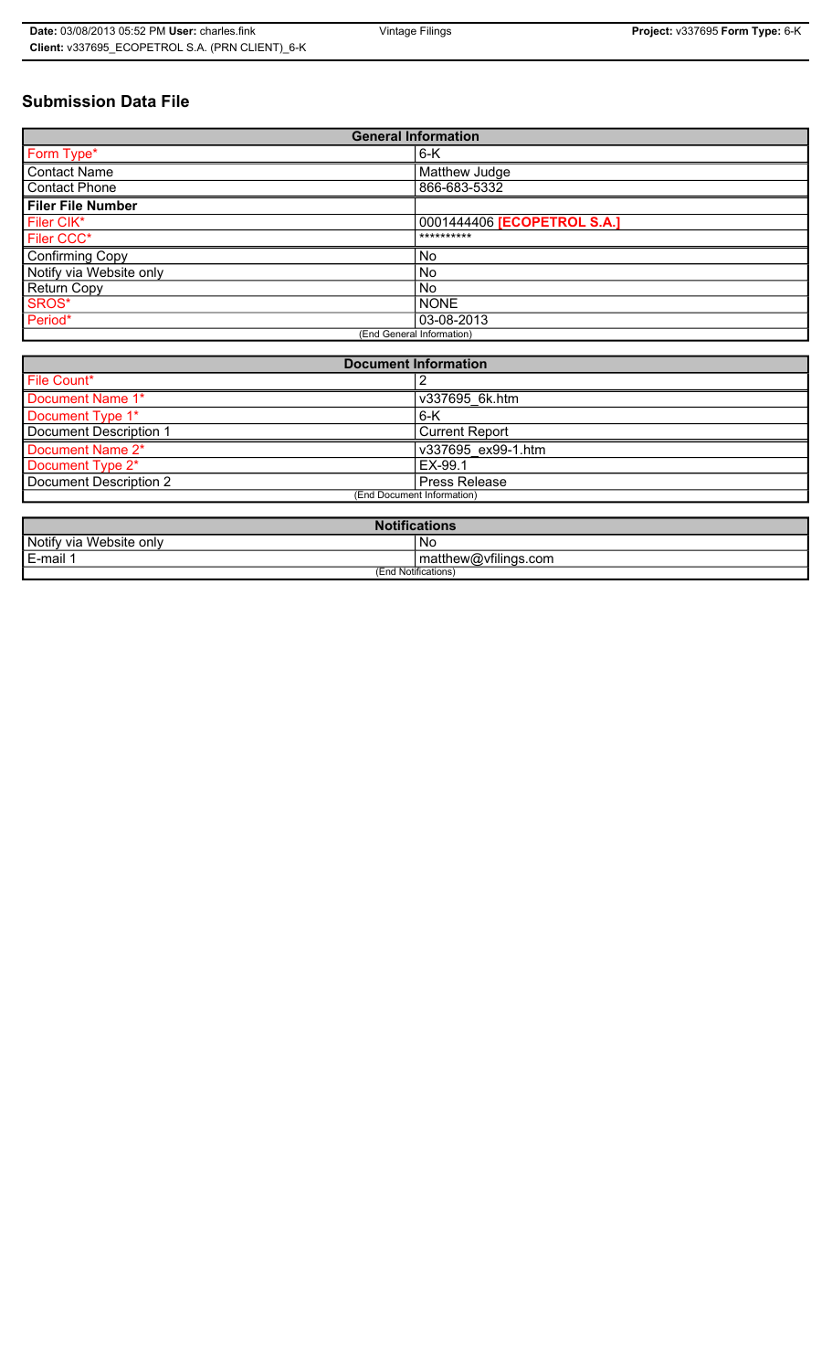# Submission Data File

| General Information | |
|---|---|
| Form Type* | 6-K |
| Contact Name | Matthew Judge |
| Contact Phone | 866-683-5332 |
| **Filer File Number** | |
| Filer CIK* | 0001444406 **[ECOPETROL S.A.]** |
| Filer CCC* | ********** |
| Confirming Copy | No |
| Notify via Website only | No |
| Return Copy | No |
| SROS* | NONE |
| Period* | 03-08-2013 |
| (End General Information) | |

| Document Information | |
|---|---|
| File Count* | 2 |
| Document Name 1* | v337695_6k.htm |
| Document Type 1* | 6-K |
| Document Description 1 | Current Report |
| Document Name 2* | v337695_ex99-1.htm |
| Document Type 2* | EX-99.1 |
| Document Description 2 | Press Release |
| (End Document Information) | |

| Notifications | |
|---|---|
| Notify via Website only | No |
| E-mail 1 | matthew@vfilings.com |
| (End Notifications) | |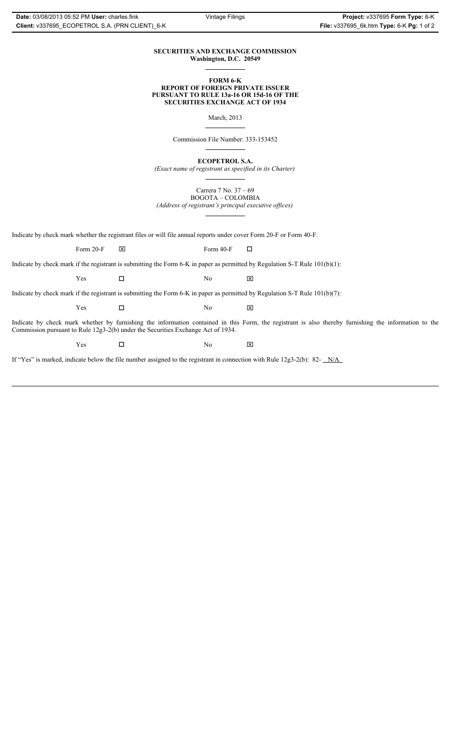**SECURITIES AND EXCHANGE COMMISSION**
**Washington, D.C. 20549**

**FORM 6-K**
**REPORT OF FOREIGN PRIVATE ISSUER**
**PURSUANT TO RULE 13a-16 OR 15d-16 OF THE**
**SECURITIES EXCHANGE ACT OF 1934**

March, 2013

Commission File Number: 333-153452

**ECOPETROL S.A.**
*(Exact name of registrant as specified in its Charter)*

Carrera 7 No. 37 – 69
BOGOTA – COLOMBIA
*(Address of registrant's principal executive offices)*

Indicate by check mark whether the registrant files or will file annual reports under cover Form 20-F or Form 40-F.

Form 20-F ☒ Form 40-F ☐

Indicate by check mark if the registrant is submitting the Form 6-K in paper as permitted by Regulation S-T Rule 101(b)(1):

Yes ☐ No ☒

Indicate by check mark if the registrant is submitting the Form 6-K in paper as permitted by Regulation S-T Rule 101(b)(7):

Yes ☐ No ☒

Indicate by check mark whether by furnishing the information contained in this Form, the registrant is also thereby furnishing the information to the Commission pursuant to Rule 12g3-2(b) under the Securities Exchange Act of 1934.

Yes ☐ No ☒

If "Yes" is marked, indicate below the file number assigned to the registrant in connection with Rule 12g3-2(b): 82- N/A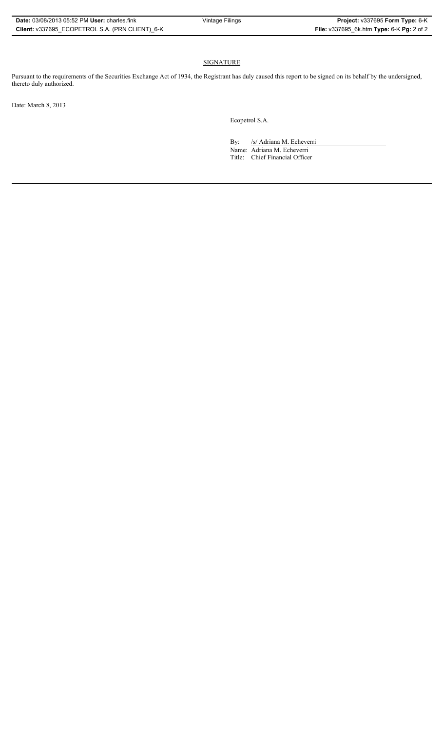## SIGNATURE

Pursuant to the requirements of the Securities Exchange Act of 1934, the Registrant has duly caused this report to be signed on its behalf by the undersigned, thereto duly authorized.

Date: March 8, 2013

Ecopetrol S.A.

By: /s/ Adriana M. Echeverri

Name: Adriana M. Echeverri

Title: Chief Financial Officer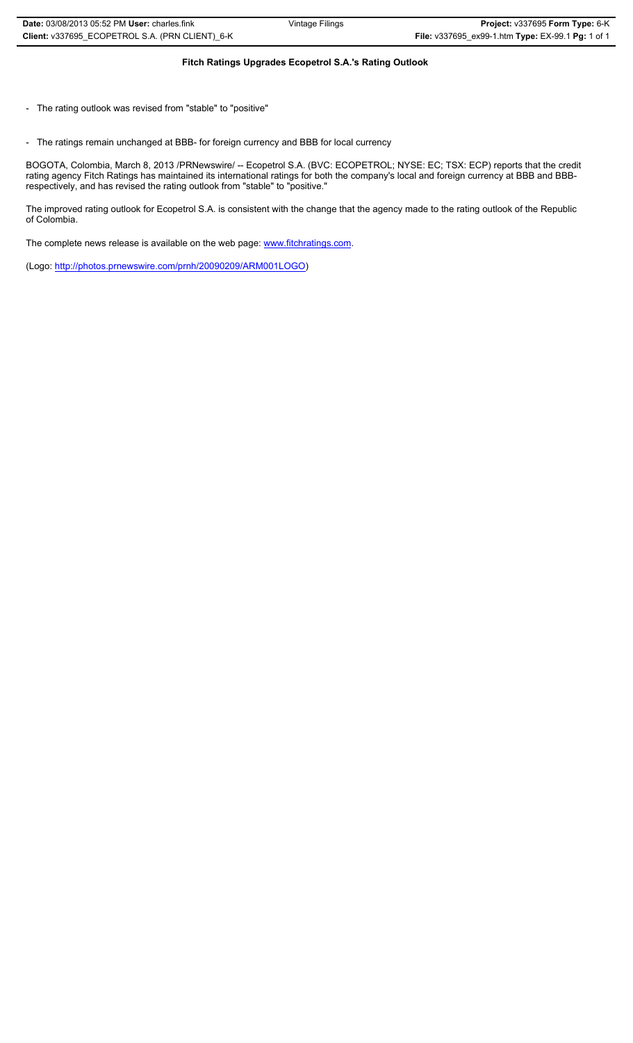**Fitch Ratings Upgrades Ecopetrol S.A.'s Rating Outlook**

- The rating outlook was revised from "stable" to "positive"

- The ratings remain unchanged at BBB- for foreign currency and BBB for local currency

BOGOTA, Colombia, March 8, 2013 /PRNewswire/ -- Ecopetrol S.A. (BVC: ECOPETROL; NYSE: EC; TSX: ECP) reports that the credit rating agency Fitch Ratings has maintained its international ratings for both the company's local and foreign currency at BBB and BBB- respectively, and has revised the rating outlook from "stable" to "positive."

The improved rating outlook for Ecopetrol S.A. is consistent with the change that the agency made to the rating outlook of the Republic of Colombia.

The complete news release is available on the web page: www.fitchratings.com.

(Logo: http://photos.prnewswire.com/prnh/20090209/ARM001LOGO)